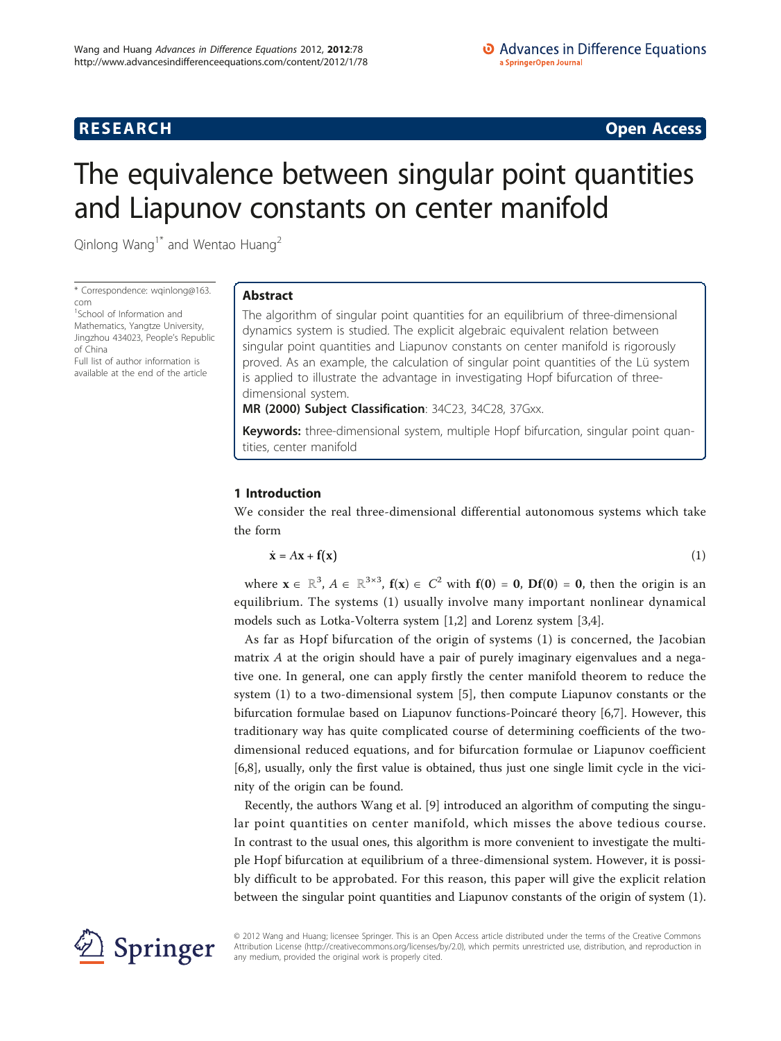RESEARCH **Open Access**

# The equivalence between singular point quantities and Liapunov constants on center manifold

Qinlong Wang[1*] and Wentao Huang[2]

\* Correspondence: wqinlong@163.com
[1]School of Information and Mathematics, Yangtze University, Jingzhou 434023, People's Republic of China
Full list of author information is available at the end of the article

## Abstract

The algorithm of singular point quantities for an equilibrium of three-dimensional dynamics system is studied. The explicit algebraic equivalent relation between singular point quantities and Liapunov constants on center manifold is rigorously proved. As an example, the calculation of singular point quantities of the Lü system is applied to illustrate the advantage in investigating Hopf bifurcation of three-dimensional system.

**MR (2000) Subject Classification**: 34C23, 34C28, 37Gxx.

**Keywords:** three-dimensional system, multiple Hopf bifurcation, singular point quantities, center manifold

## 1 Introduction

We consider the real three-dimensional differential autonomous systems which take the form

$$\dot{\mathbf{x}} = A\mathbf{x} + \mathbf{f}(\mathbf{x}) \tag{1}$$

where $\mathbf{x} \in \mathbb{R}^3$, $A \in \mathbb{R}^{3\times 3}$, $\mathbf{f}(\mathbf{x}) \in C^2$ with $\mathbf{f}(\mathbf{0}) = \mathbf{0}$, $\mathbf{Df}(\mathbf{0}) = \mathbf{0}$, then the origin is an equilibrium. The systems (1) usually involve many important nonlinear dynamical models such as Lotka-Volterra system [1,2] and Lorenz system [3,4].

As far as Hopf bifurcation of the origin of systems (1) is concerned, the Jacobian matrix $A$ at the origin should have a pair of purely imaginary eigenvalues and a negative one. In general, one can apply firstly the center manifold theorem to reduce the system (1) to a two-dimensional system [5], then compute Liapunov constants or the bifurcation formulae based on Liapunov functions-Poincaré theory [6,7]. However, this traditionary way has quite complicated course of determining coefficients of the two-dimensional reduced equations, and for bifurcation formulae or Liapunov coefficient [6,8], usually, only the first value is obtained, thus just one single limit cycle in the vicinity of the origin can be found.

Recently, the authors Wang et al. [9] introduced an algorithm of computing the singular point quantities on center manifold, which misses the above tedious course. In contrast to the usual ones, this algorithm is more convenient to investigate the multiple Hopf bifurcation at equilibrium of a three-dimensional system. However, it is possibly difficult to be approbated. For this reason, this paper will give the explicit relation between the singular point quantities and Liapunov constants of the origin of system (1).

© 2012 Wang and Huang; licensee Springer. This is an Open Access article distributed under the terms of the Creative Commons Attribution License (http://creativecommons.org/licenses/by/2.0), which permits unrestricted use, distribution, and reproduction in any medium, provided the original work is properly cited.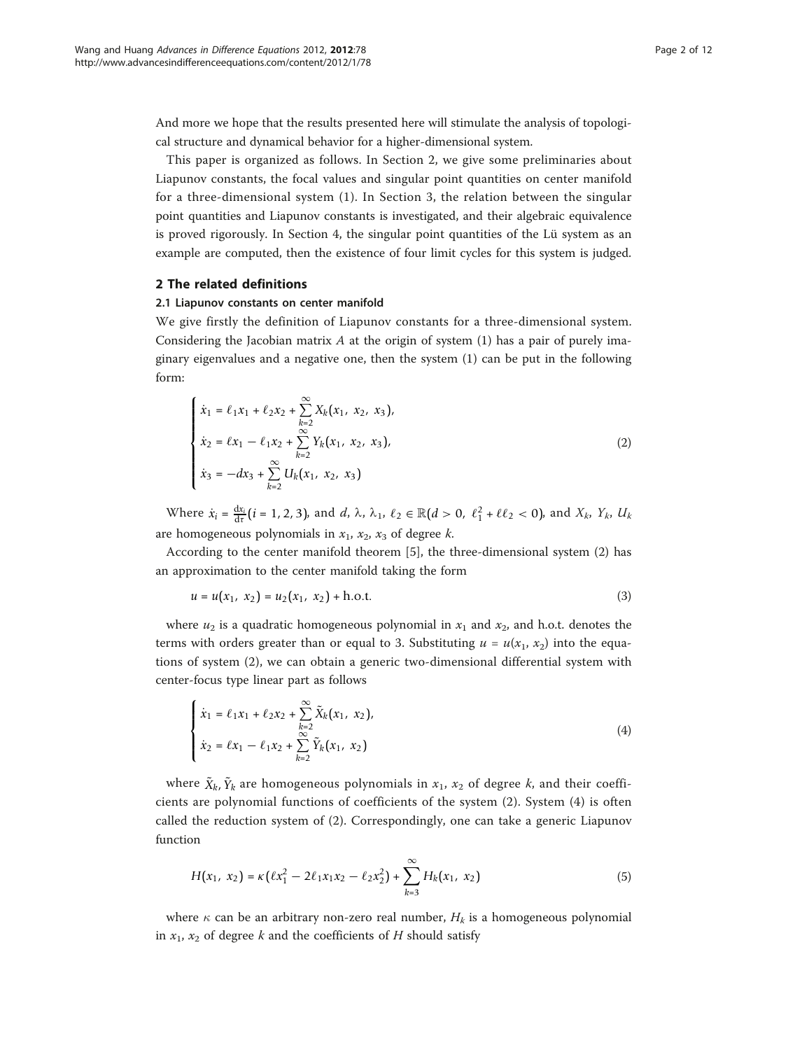And more we hope that the results presented here will stimulate the analysis of topological structure and dynamical behavior for a higher-dimensional system.

This paper is organized as follows. In Section 2, we give some preliminaries about Liapunov constants, the focal values and singular point quantities on center manifold for a three-dimensional system (1). In Section 3, the relation between the singular point quantities and Liapunov constants is investigated, and their algebraic equivalence is proved rigorously. In Section 4, the singular point quantities of the Lü system as an example are computed, then the existence of four limit cycles for this system is judged.

## 2 The related definitions

### 2.1 Liapunov constants on center manifold

We give firstly the definition of Liapunov constants for a three-dimensional system. Considering the Jacobian matrix $A$ at the origin of system (1) has a pair of purely imaginary eigenvalues and a negative one, then the system (1) can be put in the following form:

$$
\begin{cases}
\dot{x}_1 = \ell_1 x_1 + \ell_2 x_2 + \sum\limits_{k=2}^{\infty} X_k(x_1,\ x_2,\ x_3), \\
\dot{x}_2 = \ell x_1 - \ell_1 x_2 + \sum\limits_{k=2}^{\infty} Y_k(x_1,\ x_2,\ x_3), \\
\dot{x}_3 = -d x_3 + \sum\limits_{k=2}^{\infty} U_k(x_1,\ x_2,\ x_3)
\end{cases}
\tag{2}
$$

Where $\dot{x}_i = \frac{dx_i}{d\tau}(i = 1, 2, 3)$, and $d,\ \lambda,\ \lambda_1,\ \ell_2 \in \mathbb{R}(d > 0,\ \ell_1^2 + \ell\ell_2 < 0)$, and $X_k$, $Y_k$, $U_k$ are homogeneous polynomials in $x_1$, $x_2$, $x_3$ of degree $k$.

According to the center manifold theorem [5], the three-dimensional system (2) has an approximation to the center manifold taking the form

$$
u = u(x_1,\ x_2) = u_2(x_1,\ x_2) + \text{h.o.t.}
\tag{3}
$$

where $u_2$ is a quadratic homogeneous polynomial in $x_1$ and $x_2$, and h.o.t. denotes the terms with orders greater than or equal to 3. Substituting $u = u(x_1, x_2)$ into the equations of system (2), we can obtain a generic two-dimensional differential system with center-focus type linear part as follows

$$
\begin{cases}
\dot{x}_1 = \ell_1 x_1 + \ell_2 x_2 + \sum\limits_{k=2}^{\infty} \tilde{X}_k(x_1,\ x_2), \\
\dot{x}_2 = \ell x_1 - \ell_1 x_2 + \sum\limits_{k=2}^{\infty} \tilde{Y}_k(x_1,\ x_2)
\end{cases}
\tag{4}
$$

where $\tilde{X}_k, \tilde{Y}_k$ are homogeneous polynomials in $x_1$, $x_2$ of degree $k$, and their coefficients are polynomial functions of coefficients of the system (2). System (4) is often called the reduction system of (2). Correspondingly, one can take a generic Liapunov function

$$
H(x_1,\ x_2) = \kappa\left(\ell x_1^2 - 2\ell_1 x_1 x_2 - \ell_2 x_2^2\right) + \sum_{k=3}^{\infty} H_k(x_1,\ x_2)
\tag{5}
$$

where $\kappa$ can be an arbitrary non-zero real number, $H_k$ is a homogeneous polynomial in $x_1$, $x_2$ of degree $k$ and the coefficients of $H$ should satisfy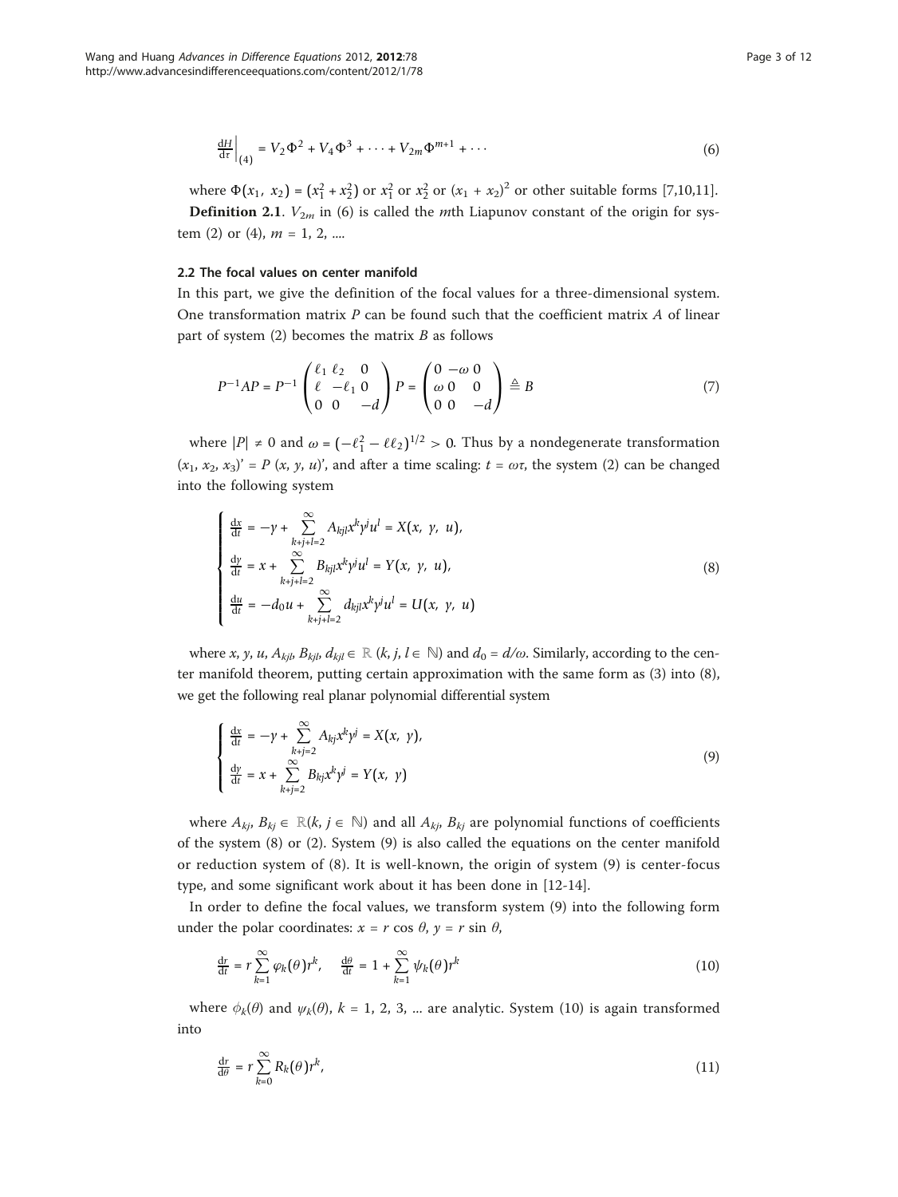$$\left.\frac{\mathrm{d}H}{\mathrm{d}\tau}\right|_{(4)} = V_2\Phi^2 + V_4\Phi^3 + \cdots + V_{2m}\Phi^{m+1} + \cdots \tag{6}$$

where $\Phi(x_1,\ x_2) = (x_1^2 + x_2^2)$ or $x_1^2$ or $x_2^2$ or $(x_1 + x_2)^2$ or other suitable forms [7,10,11].

**Definition 2.1**. $V_{2m}$ in (6) is called the $m$th Liapunov constant of the origin for system (2) or (4), $m$ = 1, 2, ....

### 2.2 The focal values on center manifold

In this part, we give the definition of the focal values for a three-dimensional system. One transformation matrix $P$ can be found such that the coefficient matrix $A$ of linear part of system (2) becomes the matrix $B$ as follows

$$P^{-1}AP = P^{-1}\begin{pmatrix} \ell_1 & \ell_2 & 0 \\ \ell & -\ell_1 & 0 \\ 0 & 0 & -d \end{pmatrix} P = \begin{pmatrix} 0 & -\omega & 0 \\ \omega & 0 & 0 \\ 0 & 0 & -d \end{pmatrix} \triangleq B \tag{7}$$

where $|P| \neq 0$ and $\omega = (-\ell_1^2 - \ell\ell_2)^{1/2} > 0$. Thus by a nondegenerate transformation $(x_1, x_2, x_3)' = P\,(x, y, u)'$, and after a time scaling: $t = \omega\tau$, the system (2) can be changed into the following system

$$\begin{cases} \frac{\mathrm{d}x}{\mathrm{d}t} = -y + \sum\limits_{k+j+l=2}^{\infty} A_{kjl}x^k y^j u^l = X(x,\ y,\ u), \\ \frac{\mathrm{d}y}{\mathrm{d}t} = x + \sum\limits_{k+j+l=2}^{\infty} B_{kjl}x^k y^j u^l = Y(x,\ y,\ u), \\ \frac{\mathrm{d}u}{\mathrm{d}t} = -d_0 u + \sum\limits_{k+j+l=2}^{\infty} d_{kjl}x^k y^j u^l = U(x,\ y,\ u) \end{cases} \tag{8}$$

where $x, y, u, A_{kjl}, B_{kjl}, d_{kjl} \in \mathbb{R}$ $(k, j, l \in \mathbb{N})$ and $d_0 = d/\omega$. Similarly, according to the center manifold theorem, putting certain approximation with the same form as (3) into (8), we get the following real planar polynomial differential system

$$\begin{cases} \frac{\mathrm{d}x}{\mathrm{d}t} = -y + \sum\limits_{k+j=2}^{\infty} A_{kj}x^k y^j = X(x,\ y), \\ \frac{\mathrm{d}y}{\mathrm{d}t} = x + \sum\limits_{k+j=2}^{\infty} B_{kj}x^k y^j = Y(x,\ y) \end{cases} \tag{9}$$

where $A_{kj}, B_{kj} \in \mathbb{R}(k, j \in \mathbb{N})$ and all $A_{kj}, B_{kj}$ are polynomial functions of coefficients of the system (8) or (2). System (9) is also called the equations on the center manifold or reduction system of (8). It is well-known, the origin of system (9) is center-focus type, and some significant work about it has been done in [12-14].

In order to define the focal values, we transform system (9) into the following form under the polar coordinates: $x = r\cos\theta$, $y = r\sin\theta$,

$$\frac{\mathrm{d}r}{\mathrm{d}t} = r\sum_{k=1}^{\infty}\varphi_k(\theta)r^k, \quad \frac{\mathrm{d}\theta}{\mathrm{d}t} = 1 + \sum_{k=1}^{\infty}\psi_k(\theta)r^k \tag{10}$$

where $\phi_k(\theta)$ and $\psi_k(\theta)$, $k$ = 1, 2, 3, ... are analytic. System (10) is again transformed into

$$\frac{\mathrm{d}r}{\mathrm{d}\theta} = r\sum_{k=0}^{\infty}R_k(\theta)r^k, \tag{11}$$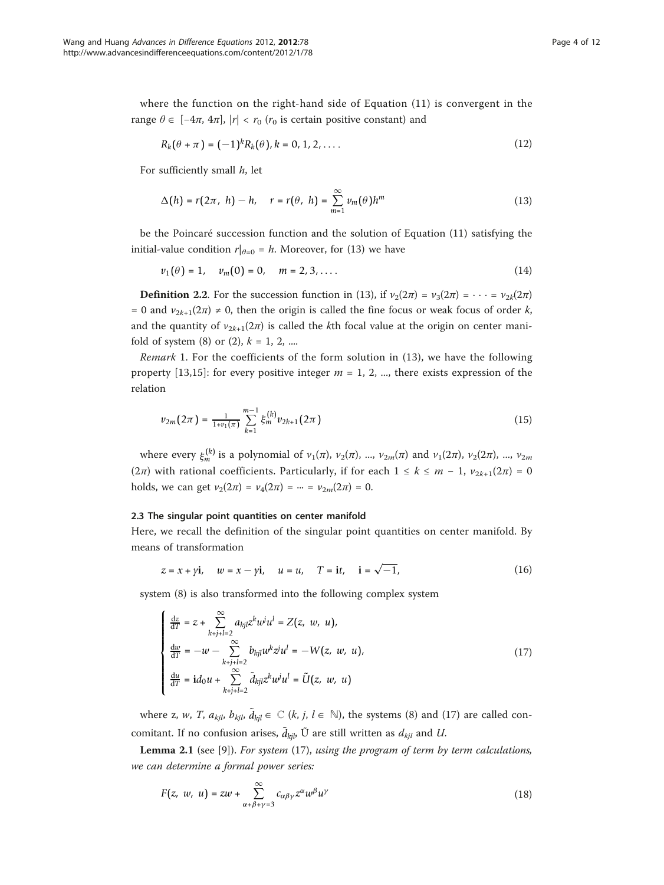where the function on the right-hand side of Equation (11) is convergent in the range $\theta \in [-4\pi, 4\pi]$, $|r| < r_0$ ($r_0$ is certain positive constant) and

$$R_k(\theta + \pi) = (-1)^k R_k(\theta), k = 0, 1, 2, \ldots. \tag{12}$$

For sufficiently small $h$, let

$$\Delta(h) = r(2\pi, h) - h, \quad r = r(\theta, h) = \sum_{m=1}^{\infty} v_m(\theta) h^m \tag{13}$$

be the Poincaré succession function and the solution of Equation (11) satisfying the initial-value condition $r|_{\theta=0} = h$. Moreover, for (13) we have

$$v_1(\theta) = 1, \quad v_m(0) = 0, \quad m = 2, 3, \ldots. \tag{14}$$

**Definition 2.2**. For the succession function in (13), if $v_2(2\pi) = v_3(2\pi) = \cdots = v_{2k}(2\pi) = 0$ and $v_{2k+1}(2\pi) \neq 0$, then the origin is called the fine focus or weak focus of order $k$, and the quantity of $v_{2k+1}(2\pi)$ is called the $k$th focal value at the origin on center manifold of system (8) or (2), $k = 1, 2, \ldots$.

*Remark* 1. For the coefficients of the form solution in (13), we have the following property [13,15]: for every positive integer $m = 1, 2, \ldots$, there exists expression of the relation

$$v_{2m}(2\pi) = \frac{1}{1+v_1(\pi)} \sum_{k=1}^{m-1} \xi_m^{(k)} v_{2k+1}(2\pi) \tag{15}$$

where every $\xi_m^{(k)}$ is a polynomial of $v_1(\pi)$, $v_2(\pi)$, ..., $v_{2m}(\pi)$ and $v_1(2\pi)$, $v_2(2\pi)$, ..., $v_{2m}(2\pi)$ with rational coefficients. Particularly, if for each $1 \leq k \leq m-1$, $v_{2k+1}(2\pi) = 0$ holds, we can get $v_2(2\pi) = v_4(2\pi) = \cdots = v_{2m}(2\pi) = 0$.

### 2.3 The singular point quantities on center manifold

Here, we recall the definition of the singular point quantities on center manifold. By means of transformation

$$z = x + y\mathbf{i}, \quad w = x - y\mathbf{i}, \quad u = u, \quad T = \mathbf{i}t, \quad \mathbf{i} = \sqrt{-1}, \tag{16}$$

system (8) is also transformed into the following complex system

$$\begin{cases} \frac{dz}{dT} = z + \sum_{k+j+l=2}^{\infty} a_{kjl} z^k w^j u^l = Z(z, w, u), \\ \frac{dw}{dT} = -w - \sum_{k+j+l=2}^{\infty} b_{kjl} w^k z^j u^l = -W(z, w, u), \\ \frac{du}{dT} = \mathbf{i}d_0 u + \sum_{k+j+l=2}^{\infty} \tilde{d}_{kjl} z^k w^j u^l = \tilde{U}(z, w, u) \end{cases} \tag{17}$$

where z, $w$, $T$, $a_{kjl}$, $b_{kjl}$, $\tilde{d}_{kjl} \in \mathbb{C}$ ($k, j, l \in \mathbb{N}$), the systems (8) and (17) are called concomitant. If no confusion arises, $\tilde{d}_{kjl}$, $\tilde{U}$ are still written as $d_{kjl}$ and $U$.

**Lemma 2.1** (see [9]). *For system* (17), *using the program of term by term calculations, we can determine a formal power series:*

$$F(z, w, u) = zw + \sum_{\alpha+\beta+\gamma=3}^{\infty} c_{\alpha\beta\gamma} z^\alpha w^\beta u^\gamma \tag{18}$$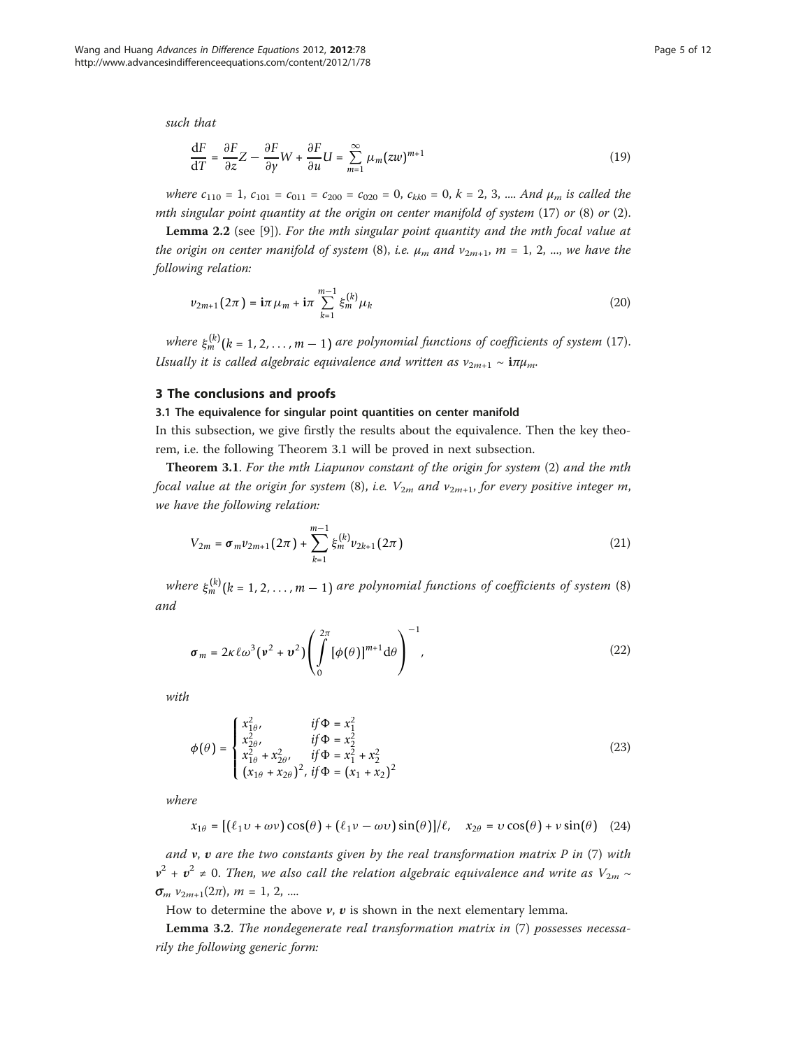*such that*

$$\frac{\mathrm{d}F}{\mathrm{d}T} = \frac{\partial F}{\partial z}Z - \frac{\partial F}{\partial y}W + \frac{\partial F}{\partial u}U = \sum_{m=1}^{\infty} \mu_m (zw)^{m+1} \tag{19}$$

*where* $c_{110} = 1$, $c_{101} = c_{011} = c_{200} = c_{020} = 0$, $c_{kk0} = 0$, $k = 2, 3, ....$ *And* $\mu_m$ *is called the mth singular point quantity at the origin on center manifold of system* (17) *or* (8) *or* (2).

**Lemma 2.2** (see [9]). *For the mth singular point quantity and the mth focal value at the origin on center manifold of system* (8), *i.e.* $\mu_m$ *and* $v_{2m+1}$, $m = 1, 2, ...$, *we have the following relation:*

$$v_{2m+1}(2\pi) = \mathbf{i}\pi\mu_m + \mathbf{i}\pi \sum_{k=1}^{m-1} \xi_m^{(k)} \mu_k \tag{20}$$

*where* $\xi_m^{(k)} (k = 1, 2, \ldots, m-1)$ *are polynomial functions of coefficients of system* (17). *Usually it is called algebraic equivalence and written as* $v_{2m+1} \sim \mathbf{i}\pi\mu_m$.

## 3 The conclusions and proofs

### 3.1 The equivalence for singular point quantities on center manifold

In this subsection, we give firstly the results about the equivalence. Then the key theorem, i.e. the following Theorem 3.1 will be proved in next subsection.

**Theorem 3.1**. *For the mth Liapunov constant of the origin for system* (2) *and the mth focal value at the origin for system* (8), *i.e.* $V_{2m}$ *and* $v_{2m+1}$, *for every positive integer m, we have the following relation:*

$$V_{2m} = \boldsymbol{\sigma}_m v_{2m+1}(2\pi) + \sum_{k=1}^{m-1} \xi_m^{(k)} v_{2k+1}(2\pi) \tag{21}$$

*where* $\xi_m^{(k)} (k = 1, 2, \ldots, m-1)$ *are polynomial functions of coefficients of system* (8) *and*

$$\boldsymbol{\sigma}_m = 2\kappa\ell\omega^3(\boldsymbol{\nu}^2 + \boldsymbol{\upsilon}^2)\left(\int_0^{2\pi} [\phi(\theta)]^{m+1} \mathrm{d}\theta\right)^{-1}, \tag{22}$$

*with*

$$\phi(\theta) = \begin{cases} x_{1\theta}^2, & \text{if } \Phi = x_1^2 \\ x_{2\theta}^2, & \text{if } \Phi = x_2^2 \\ x_{1\theta}^2 + x_{2\theta}^2, & \text{if } \Phi = x_1^2 + x_2^2 \\ (x_{1\theta} + x_{2\theta})^2, & \text{if } \Phi = (x_1 + x_2)^2 \end{cases} \tag{23}$$

*where*

$$x_{1\theta} = [(\ell_1\upsilon + \omega\nu)\cos(\theta) + (\ell_1\nu - \omega\upsilon)\sin(\theta)]/\ell, \quad x_{2\theta} = \upsilon\cos(\theta) + \nu\sin(\theta) \tag{24}$$

*and* $\boldsymbol{\nu}$, $\boldsymbol{\upsilon}$ *are the two constants given by the real transformation matrix P in* (7) *with* $\boldsymbol{\nu}^2 + \boldsymbol{\upsilon}^2 \neq 0$. *Then, we also call the relation algebraic equivalence and write as* $V_{2m} \sim \boldsymbol{\sigma}_m v_{2m+1}(2\pi)$, $m = 1, 2, ....$

How to determine the above $\boldsymbol{\nu}$, $\boldsymbol{\upsilon}$ is shown in the next elementary lemma.

**Lemma 3.2**. *The nondegenerate real transformation matrix in* (7) *possesses necessarily the following generic form:*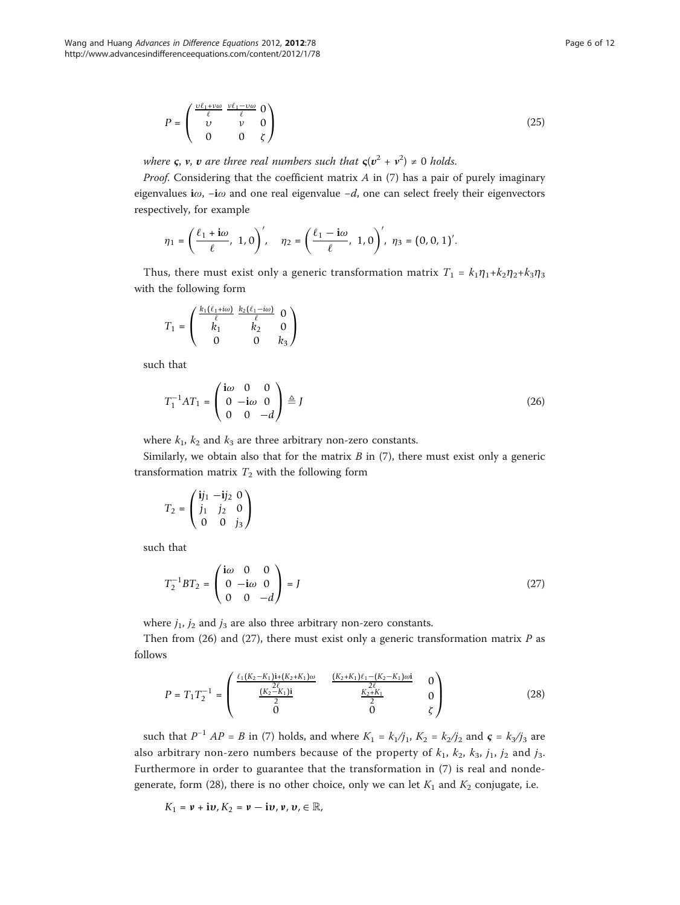$$P = \begin{pmatrix} \frac{\upsilon\ell_1+\nu\omega}{\ell} & \frac{\nu\ell_1-\upsilon\omega}{\ell} & 0 \\ \upsilon & \nu & 0 \\ 0 & 0 & \zeta \end{pmatrix} \tag{25}$$

*where* $\varsigma$, $\boldsymbol{\nu}$, $\boldsymbol{\upsilon}$ *are three real numbers such that* $\varsigma(\boldsymbol{\upsilon}^2 + \boldsymbol{\nu}^2) \neq 0$ *holds.*

*Proof.* Considering that the coefficient matrix $A$ in (7) has a pair of purely imaginary eigenvalues $\mathbf{i}\omega$, $-\mathbf{i}\omega$ and one real eigenvalue $-d$, one can select freely their eigenvectors respectively, for example

$$\eta_1 = \left(\frac{\ell_1 + \mathbf{i}\omega}{\ell},\ 1, 0\right)', \quad \eta_2 = \left(\frac{\ell_1 - \mathbf{i}\omega}{\ell},\ 1, 0\right)',\ \eta_3 = (0, 0, 1)'.$$

Thus, there must exist only a generic transformation matrix $T_1 = k_1\eta_1+k_2\eta_2+k_3\eta_3$ with the following form

$$T_1 = \begin{pmatrix} \frac{k_1(\ell_1+i\omega)}{\ell} & \frac{k_2(\ell_1-i\omega)}{\ell} & 0 \\ k_1 & k_2 & 0 \\ 0 & 0 & k_3 \end{pmatrix}$$

such that

$$T_1^{-1}AT_1 = \begin{pmatrix} \mathbf{i}\omega & 0 & 0 \\ 0 & -\mathbf{i}\omega & 0 \\ 0 & 0 & -d \end{pmatrix} \triangleq J \tag{26}$$

where $k_1$, $k_2$ and $k_3$ are three arbitrary non-zero constants.

Similarly, we obtain also that for the matrix $B$ in (7), there must exist only a generic transformation matrix $T_2$ with the following form

$$T_2 = \begin{pmatrix} \mathbf{i}j_1 & -\mathbf{i}j_2 & 0 \\ j_1 & j_2 & 0 \\ 0 & 0 & j_3 \end{pmatrix}$$

such that

$$T_2^{-1}BT_2 = \begin{pmatrix} \mathbf{i}\omega & 0 & 0 \\ 0 & -\mathbf{i}\omega & 0 \\ 0 & 0 & -d \end{pmatrix} = J \tag{27}$$

where $j_1$, $j_2$ and $j_3$ are also three arbitrary non-zero constants.

Then from (26) and (27), there must exist only a generic transformation matrix $P$ as follows

$$P = T_1T_2^{-1} = \begin{pmatrix} \frac{\ell_1(K_2-K_1)\mathbf{i}+(K_2+K_1)\omega}{2\ell} & \frac{(K_2+K_1)\ell_1-(K_2-K_1)\omega\mathbf{i}}{2\ell} & 0 \\ \frac{(K_2-K_1)\mathbf{i}}{2} & \frac{K_2+K_1}{2} & 0 \\ 0 & 0 & \zeta \end{pmatrix} \tag{28}$$

such that $P^{-1}AP = B$ in (7) holds, and where $K_1 = k_1/j_1$, $K_2 = k_2/j_2$ and $\varsigma = k_3/j_3$ are also arbitrary non-zero numbers because of the property of $k_1$, $k_2$, $k_3$, $j_1$, $j_2$ and $j_3$. Furthermore in order to guarantee that the transformation in (7) is real and nondegenerate, form (28), there is no other choice, only we can let $K_1$ and $K_2$ conjugate, i.e.

$$K_1 = \boldsymbol{\nu} + \mathbf{i}\boldsymbol{\upsilon}, K_2 = \boldsymbol{\nu} - \mathbf{i}\boldsymbol{\upsilon}, \boldsymbol{\nu}, \boldsymbol{\upsilon}, \in \mathbb{R},$$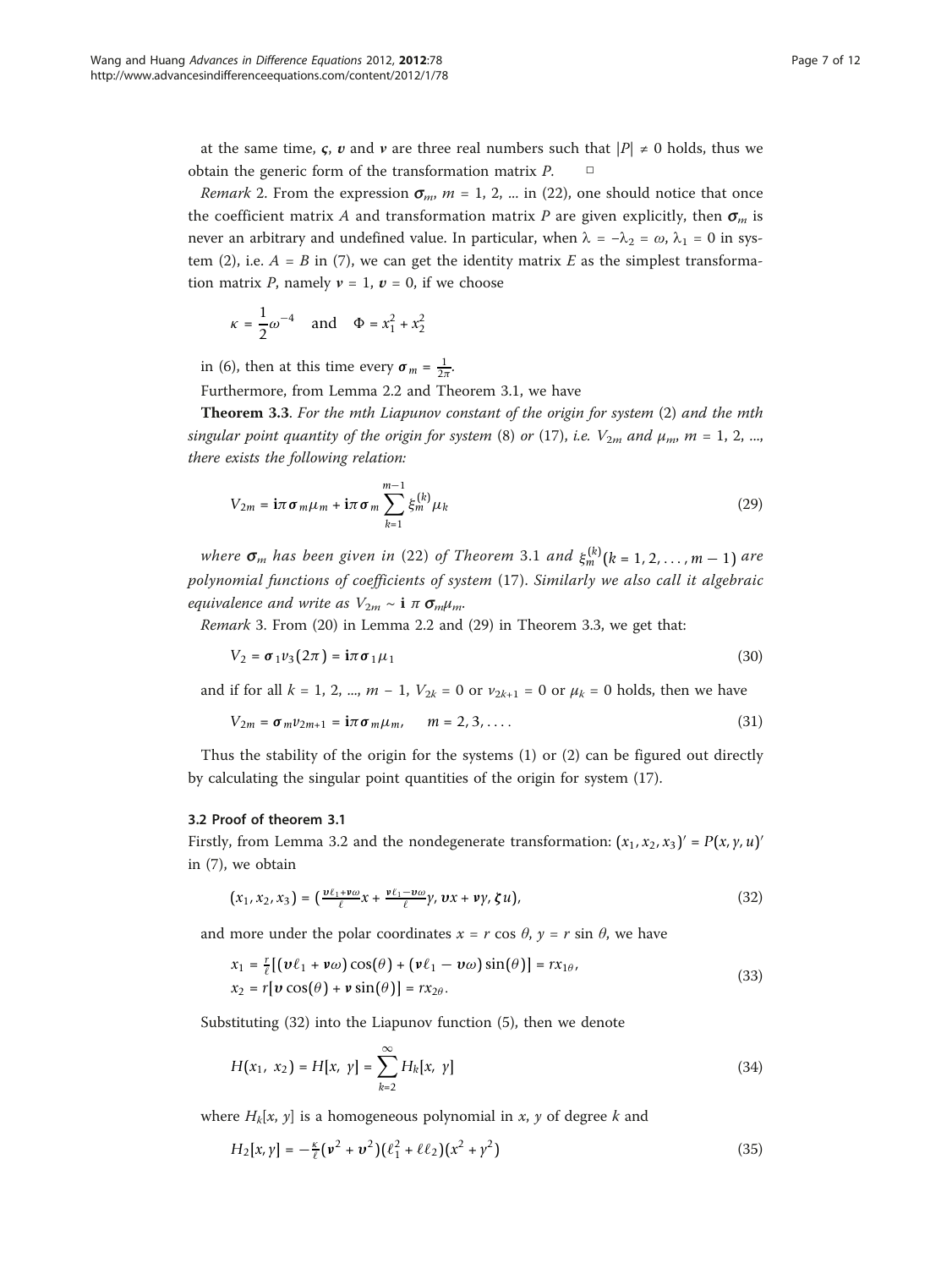at the same time, $\boldsymbol{\varsigma}$, $\boldsymbol{\upsilon}$ and $\boldsymbol{\nu}$ are three real numbers such that $|P| \neq 0$ holds, thus we obtain the generic form of the transformation matrix $P$. □

*Remark* 2. From the expression $\boldsymbol{\sigma}_m$, $m = 1, 2, ...$ in (22), one should notice that once the coefficient matrix $A$ and transformation matrix $P$ are given explicitly, then $\boldsymbol{\sigma}_m$ is never an arbitrary and undefined value. In particular, when $\lambda = -\lambda_2 = \omega$, $\lambda_1 = 0$ in system (2), i.e. $A = B$ in (7), we can get the identity matrix $E$ as the simplest transformation matrix $P$, namely $\boldsymbol{\nu} = 1$, $\boldsymbol{\upsilon} = 0$, if we choose

$$\kappa = \frac{1}{2}\omega^{-4} \quad \text{and} \quad \Phi = x_1^2 + x_2^2$$

in (6), then at this time every $\boldsymbol{\sigma}_m = \frac{1}{2\pi}$.

Furthermore, from Lemma 2.2 and Theorem 3.1, we have

**Theorem 3.3**. *For the mth Liapunov constant of the origin for system* (2) *and the mth singular point quantity of the origin for system* (8) *or* (17), *i.e.* $V_{2m}$ *and* $\mu_m$, $m = 1, 2, ...$, *there exists the following relation:*

$$V_{2m} = \mathbf{i}\pi\boldsymbol{\sigma}_m\mu_m + \mathbf{i}\pi\boldsymbol{\sigma}_m\sum_{k=1}^{m-1}\xi_m^{(k)}\mu_k \tag{29}$$

*where* $\boldsymbol{\sigma}_m$ *has been given in* (22) *of Theorem* 3.1 *and* $\xi_m^{(k)}(k = 1, 2, \ldots, m-1)$ *are polynomial functions of coefficients of system* (17). *Similarly we also call it algebraic equivalence and write as* $V_{2m} \sim \mathbf{i}\ \pi\ \boldsymbol{\sigma}_m\mu_m$.

*Remark* 3. From (20) in Lemma 2.2 and (29) in Theorem 3.3, we get that:

$$V_2 = \boldsymbol{\sigma}_1\nu_3(2\pi) = \mathbf{i}\pi\boldsymbol{\sigma}_1\mu_1 \tag{30}$$

and if for all $k = 1, 2, ..., m - 1$, $V_{2k} = 0$ or $\nu_{2k+1} = 0$ or $\mu_k = 0$ holds, then we have

$$V_{2m} = \boldsymbol{\sigma}_m\nu_{2m+1} = \mathbf{i}\pi\boldsymbol{\sigma}_m\mu_m, \quad m = 2, 3, \ldots. \tag{31}$$

Thus the stability of the origin for the systems (1) or (2) can be figured out directly by calculating the singular point quantities of the origin for system (17).

### 3.2 Proof of theorem 3.1

Firstly, from Lemma 3.2 and the nondegenerate transformation: $(x_1, x_2, x_3)' = P(x, y, u)'$ in (7), we obtain

$$(x_1, x_2, x_3) = \left(\tfrac{\boldsymbol{\upsilon}\ell_1 + \boldsymbol{\nu}\omega}{\ell}x + \tfrac{\boldsymbol{\nu}\ell_1 - \boldsymbol{\upsilon}\omega}{\ell}y, \boldsymbol{\upsilon}x + \boldsymbol{\nu}y, \boldsymbol{\zeta}u\right), \tag{32}$$

and more under the polar coordinates $x = r\cos\theta$, $y = r\sin\theta$, we have

$$\begin{aligned} x_1 &= \tfrac{r}{\ell}\left[(\boldsymbol{\upsilon}\ell_1 + \boldsymbol{\nu}\omega)\cos(\theta) + (\boldsymbol{\nu}\ell_1 - \boldsymbol{\upsilon}\omega)\sin(\theta)\right] = rx_{1\theta}, \\ x_2 &= r\left[\boldsymbol{\upsilon}\cos(\theta) + \boldsymbol{\nu}\sin(\theta)\right] = rx_{2\theta}. \end{aligned} \tag{33}$$

Substituting (32) into the Liapunov function (5), then we denote

$$H(x_1,\ x_2) = H[x,\ y] = \sum_{k=2}^{\infty} H_k[x,\ y] \tag{34}$$

where $H_k[x, y]$ is a homogeneous polynomial in $x$, $y$ of degree $k$ and

$$H_2[x, y] = -\tfrac{\kappa}{\ell}(\boldsymbol{\nu}^2 + \boldsymbol{\upsilon}^2)(\ell_1^2 + \ell\ell_2)(x^2 + y^2) \tag{35}$$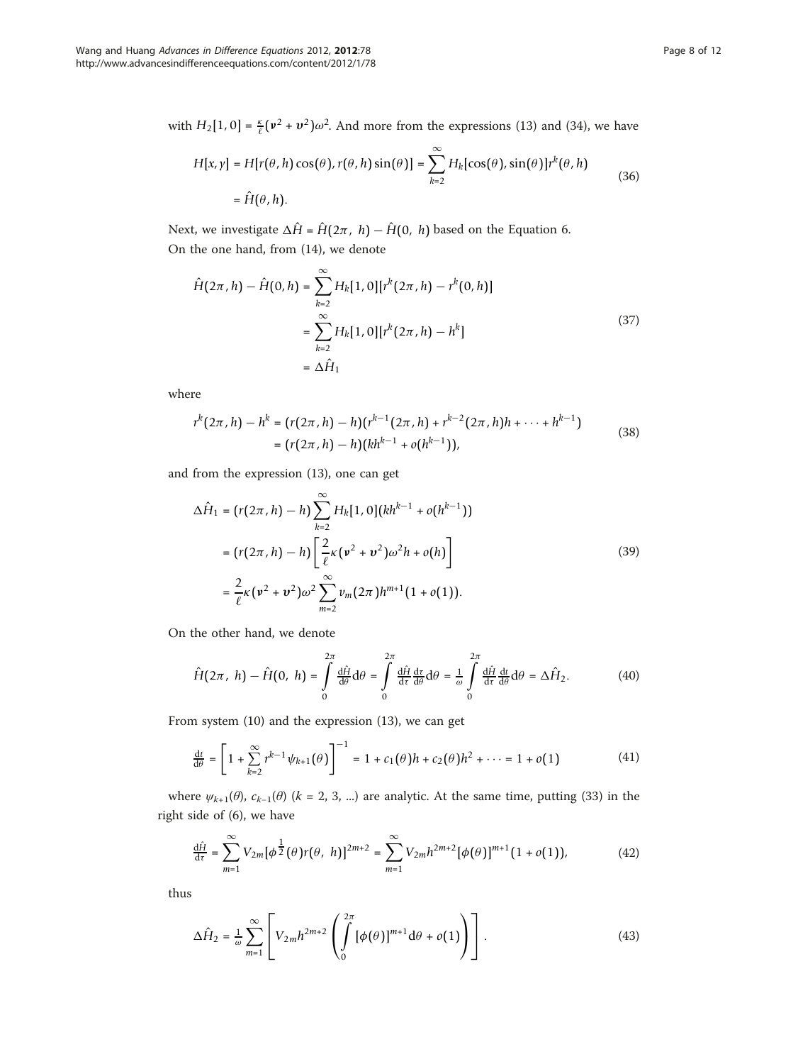with $H_2[1, 0] = \frac{\kappa}{\ell}(\boldsymbol{\nu}^2 + \boldsymbol{\upsilon}^2)\omega^2$. And more from the expressions (13) and (34), we have

$$
\begin{aligned}
H[x, y] &= H[r(\theta, h)\cos(\theta), r(\theta, h)\sin(\theta)] = \sum_{k=2}^{\infty} H_k[\cos(\theta), \sin(\theta)]r^k(\theta, h) \\
&= \hat{H}(\theta, h).
\end{aligned}
\tag{36}
$$

Next, we investigate $\Delta\hat{H} = \hat{H}(2\pi,\ h) - \hat{H}(0,\ h)$ based on the Equation 6.

On the one hand, from (14), we denote

$$
\begin{aligned}
\hat{H}(2\pi, h) - \hat{H}(0, h) &= \sum_{k=2}^{\infty} H_k[1, 0][r^k(2\pi, h) - r^k(0, h)] \\
&= \sum_{k=2}^{\infty} H_k[1, 0][r^k(2\pi, h) - h^k] \\
&= \Delta\hat{H}_1
\end{aligned}
\tag{37}
$$

where

$$
\begin{aligned}
r^k(2\pi, h) - h^k &= (r(2\pi, h) - h)(r^{k-1}(2\pi, h) + r^{k-2}(2\pi, h)h + \cdots + h^{k-1}) \\
&= (r(2\pi, h) - h)(kh^{k-1} + o(h^{k-1})),
\end{aligned}
\tag{38}
$$

and from the expression (13), one can get

$$
\begin{aligned}
\Delta\hat{H}_1 &= (r(2\pi, h) - h)\sum_{k=2}^{\infty} H_k[1, 0](kh^{k-1} + o(h^{k-1})) \\
&= (r(2\pi, h) - h)\left[\frac{2}{\ell}\kappa(\boldsymbol{\nu}^2 + \boldsymbol{\upsilon}^2)\omega^2 h + o(h)\right] \\
&= \frac{2}{\ell}\kappa(\boldsymbol{\nu}^2 + \boldsymbol{\upsilon}^2)\omega^2 \sum_{m=2}^{\infty} v_m(2\pi)h^{m+1}(1 + o(1)).
\end{aligned}
\tag{39}
$$

On the other hand, we denote

$$
\hat{H}(2\pi,\ h) - \hat{H}(0,\ h) = \int_0^{2\pi} \frac{\mathrm{d}\hat{H}}{\mathrm{d}\theta}\mathrm{d}\theta = \int_0^{2\pi} \frac{\mathrm{d}\hat{H}}{\mathrm{d}\tau}\frac{\mathrm{d}\tau}{\mathrm{d}\theta}\mathrm{d}\theta = \frac{1}{\omega}\int_0^{2\pi} \frac{\mathrm{d}\hat{H}}{\mathrm{d}\tau}\frac{\mathrm{d}t}{\mathrm{d}\theta}\mathrm{d}\theta = \Delta\hat{H}_2.
\tag{40}
$$

From system (10) and the expression (13), we can get

$$
\frac{\mathrm{d}t}{\mathrm{d}\theta} = \left[1 + \sum_{k=2}^{\infty} r^{k-1}\psi_{k+1}(\theta)\right]^{-1} = 1 + c_1(\theta)h + c_2(\theta)h^2 + \cdots = 1 + o(1)
\tag{41}
$$

where $\psi_{k+1}(\theta)$, $c_{k-1}(\theta)$ ($k$ = 2, 3, ...) are analytic. At the same time, putting (33) in the right side of (6), we have

$$
\frac{\mathrm{d}\hat{H}}{\mathrm{d}\tau} = \sum_{m=1}^{\infty} V_{2m}[\phi^{\frac{1}{2}}(\theta)r(\theta,\ h)]^{2m+2} = \sum_{m=1}^{\infty} V_{2m}h^{2m+2}[\phi(\theta)]^{m+1}(1 + o(1)),
\tag{42}
$$

thus

$$
\Delta\hat{H}_2 = \frac{1}{\omega}\sum_{m=1}^{\infty}\left[V_{2m}h^{2m+2}\left(\int_0^{2\pi}[\phi(\theta)]^{m+1}\mathrm{d}\theta + o(1)\right)\right].
\tag{43}
$$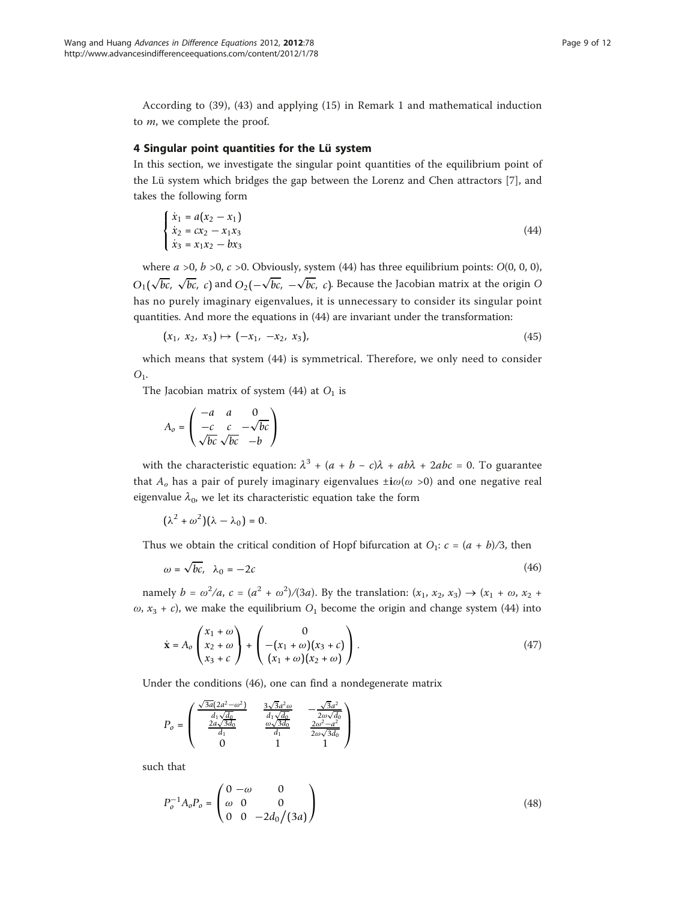According to (39), (43) and applying (15) in Remark 1 and mathematical induction to $m$, we complete the proof.

## 4 Singular point quantities for the Lü system

In this section, we investigate the singular point quantities of the equilibrium point of the Lü system which bridges the gap between the Lorenz and Chen attractors [7], and takes the following form

$$
\begin{cases} \dot{x}_1 = a(x_2 - x_1) \\ \dot{x}_2 = cx_2 - x_1x_3 \\ \dot{x}_3 = x_1x_2 - bx_3 \end{cases} \tag{44}
$$

where $a > 0$, $b > 0$, $c > 0$. Obviously, system (44) has three equilibrium points: $O(0, 0, 0)$, $O_1(\sqrt{bc}, \sqrt{bc}, c)$ and $O_2(-\sqrt{bc}, -\sqrt{bc}, c)$. Because the Jacobian matrix at the origin $O$ has no purely imaginary eigenvalues, it is unnecessary to consider its singular point quantities. And more the equations in (44) are invariant under the transformation:

$$
(x_1, x_2, x_3) \mapsto (-x_1, -x_2, x_3), \tag{45}
$$

which means that system (44) is symmetrical. Therefore, we only need to consider $O_1$.

The Jacobian matrix of system (44) at $O_1$ is

$$
A_o = \begin{pmatrix} -a & a & 0 \\ -c & c & -\sqrt{bc} \\ \sqrt{bc} & \sqrt{bc} & -b \end{pmatrix}
$$

with the characteristic equation: $\lambda^3 + (a + b - c)\lambda + ab\lambda + 2abc = 0$. To guarantee that $A_o$ has a pair of purely imaginary eigenvalues $\pm \mathbf{i}\omega(\omega > 0)$ and one negative real eigenvalue $\lambda_0$, we let its characteristic equation take the form

$$
(\lambda^2 + \omega^2)(\lambda - \lambda_0) = 0.
$$

Thus we obtain the critical condition of Hopf bifurcation at $O_1$: $c = (a + b)/3$, then

$$
\omega = \sqrt{bc}, \quad \lambda_0 = -2c \tag{46}
$$

namely $b = \omega^2/a$, $c = (a^2 + \omega^2)/(3a)$. By the translation: $(x_1, x_2, x_3) \to (x_1 + \omega, x_2 + \omega, x_3 + c)$, we make the equilibrium $O_1$ become the origin and change system (44) into

$$
\dot{\mathbf{x}} = A_o \begin{pmatrix} x_1 + \omega \\ x_2 + \omega \\ x_3 + c \end{pmatrix} + \begin{pmatrix} 0 \\ -(x_1 + \omega)(x_3 + c) \\ (x_1 + \omega)(x_2 + \omega) \end{pmatrix}. \tag{47}
$$

Under the conditions (46), one can find a nondegenerate matrix

$$
P_o = \begin{pmatrix} \frac{\sqrt{3a}(2a^2-\omega^2)}{d_1\sqrt{d_0}} & \frac{3\sqrt{3}a^2\omega}{d_1\sqrt{d_0}} & -\frac{\sqrt{3}a^2}{2\omega\sqrt{d_0}} \\ \frac{2a\sqrt{3d_0}}{d_1} & \frac{\omega\sqrt{3d_0}}{d_1} & \frac{2\omega^2-a^2}{2\omega\sqrt{3d_0}} \\ 0 & 1 & 1 \end{pmatrix}
$$

such that

$$
P_o^{-1}A_oP_o = \begin{pmatrix} 0 & -\omega & 0 \\ \omega & 0 & 0 \\ 0 & 0 & -2d_0/(3a) \end{pmatrix} \tag{48}
$$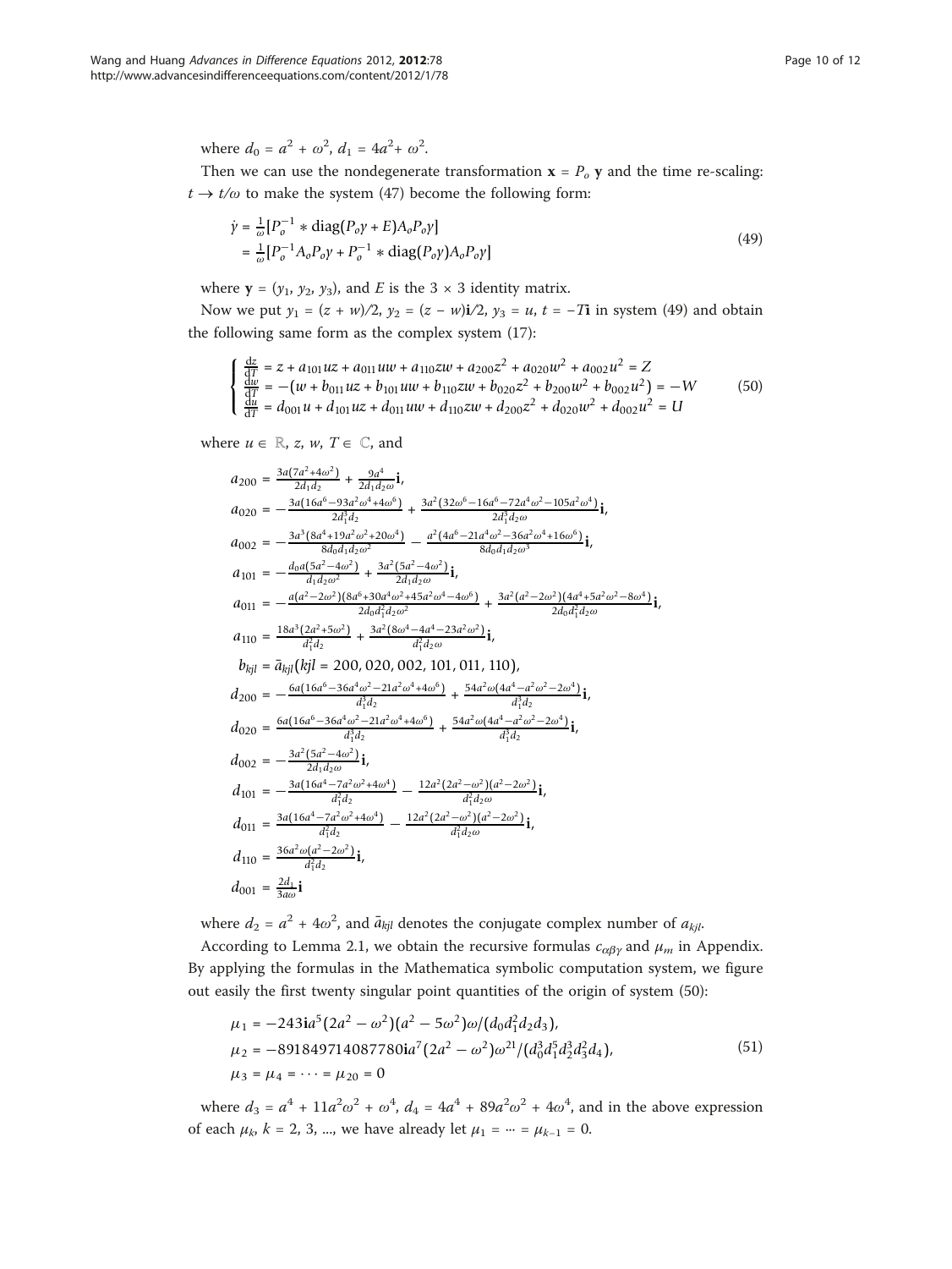where $d_0 = a^2 + \omega^2$, $d_1 = 4a^2 + \omega^2$.

Then we can use the nondegenerate transformation $\mathbf{x} = P_o\,\mathbf{y}$ and the time re-scaling: $t \to t/\omega$ to make the system (47) become the following form:

$$
\begin{aligned}
\dot{y} &= \frac{1}{\omega}[P_o^{-1} * \mathrm{diag}(P_o y + E)A_o P_o y] \\
&= \frac{1}{\omega}[P_o^{-1} A_o P_o y + P_o^{-1} * \mathrm{diag}(P_o y)A_o P_o y]
\end{aligned}
\tag{49}
$$

where $\mathbf{y} = (y_1, y_2, y_3)$, and $E$ is the $3 \times 3$ identity matrix.

Now we put $y_1 = (z + w)/2$, $y_2 = (z - w)\mathbf{i}/2$, $y_3 = u$, $t = -T\mathbf{i}$ in system (49) and obtain the following same form as the complex system (17):

$$
\begin{cases}
\frac{dz}{dT} = z + a_{101}uz + a_{011}uw + a_{110}zw + a_{200}z^2 + a_{020}w^2 + a_{002}u^2 = Z \\
\frac{dw}{dT} = -(w + b_{011}uz + b_{101}uw + b_{110}zw + b_{020}z^2 + b_{200}w^2 + b_{002}u^2) = -W \\
\frac{du}{dT} = d_{001}u + d_{101}uz + d_{011}uw + d_{110}zw + d_{200}z^2 + d_{020}w^2 + d_{002}u^2 = U
\end{cases}
\tag{50}
$$

where $u \in \mathbb{R}$, $z$, $w$, $T \in \mathbb{C}$, and

$$
\begin{aligned}
a_{200} &= \frac{3a(7a^2+4\omega^2)}{2d_1 d_2} + \frac{9a^4}{2d_1 d_2 \omega}\mathbf{i}, \\
a_{020} &= -\frac{3a(16a^6-93a^2\omega^4+4\omega^6)}{2d_1^3 d_2} + \frac{3a^2(32\omega^6-16a^6-72a^4\omega^2-105a^2\omega^4)}{2d_1^3 d_2 \omega}\mathbf{i}, \\
a_{002} &= -\frac{3a^3(8a^4+19a^2\omega^2+20\omega^4)}{8d_0 d_1 d_2 \omega^2} - \frac{a^2(4a^6-21a^4\omega^2-36a^2\omega^4+16\omega^6)}{8d_0 d_1 d_2 \omega^3}\mathbf{i}, \\
a_{101} &= -\frac{d_0 a(5a^2-4\omega^2)}{d_1 d_2 \omega^2} + \frac{3a^2(5a^2-4\omega^2)}{2d_1 d_2 \omega}\mathbf{i}, \\
a_{011} &= -\frac{a(a^2-2\omega^2)(8a^6+30a^4\omega^2+45a^2\omega^4-4\omega^6)}{2d_0 d_1^2 d_2 \omega^2} + \frac{3a^2(a^2-2\omega^2)(4a^4+5a^2\omega^2-8\omega^4)}{2d_0 d_1^2 d_2 \omega}\mathbf{i}, \\
a_{110} &= \frac{18a^3(2a^2+5\omega^2)}{d_1^2 d_2} + \frac{3a^2(8\omega^4-4a^4-23a^2\omega^2)}{d_1^2 d_2 \omega}\mathbf{i}, \\
b_{kjl} &= \bar{a}_{kjl}(kjl = 200, 020, 002, 101, 011, 110), \\
d_{200} &= -\frac{6a(16a^6-36a^4\omega^2-21a^2\omega^4+4\omega^6)}{d_1^3 d_2} + \frac{54a^2\omega(4a^4-a^2\omega^2-2\omega^4)}{d_1^3 d_2}\mathbf{i}, \\
d_{020} &= \frac{6a(16a^6-36a^4\omega^2-21a^2\omega^4+4\omega^6)}{d_1^3 d_2} + \frac{54a^2\omega(4a^4-a^2\omega^2-2\omega^4)}{d_1^3 d_2}\mathbf{i}, \\
d_{002} &= -\frac{3a^2(5a^2-4\omega^2)}{2d_1 d_2 \omega}\mathbf{i}, \\
d_{101} &= -\frac{3a(16a^4-7a^2\omega^2+4\omega^4)}{d_1^2 d_2} - \frac{12a^2(2a^2-\omega^2)(a^2-2\omega^2)}{d_1^2 d_2 \omega}\mathbf{i}, \\
d_{011} &= \frac{3a(16a^4-7a^2\omega^2+4\omega^4)}{d_1^2 d_2} - \frac{12a^2(2a^2-\omega^2)(a^2-2\omega^2)}{d_1^2 d_2 \omega}\mathbf{i}, \\
d_{110} &= \frac{36a^2\omega(a^2-2\omega^2)}{d_1^2 d_2}\mathbf{i}, \\
d_{001} &= \frac{2d_1}{3a\omega}\mathbf{i}
\end{aligned}
$$

where $d_2 = a^2 + 4\omega^2$, and $\bar{a}_{kjl}$ denotes the conjugate complex number of $a_{kjl}$.

According to Lemma 2.1, we obtain the recursive formulas $c_{\alpha\beta\gamma}$ and $\mu_m$ in Appendix. By applying the formulas in the Mathematica symbolic computation system, we figure out easily the first twenty singular point quantities of the origin of system (50):

$$
\begin{aligned}
\mu_1 &= -243\mathbf{i}a^5(2a^2 - \omega^2)(a^2 - 5\omega^2)\omega/(d_0 d_1^2 d_2 d_3), \\
\mu_2 &= -891849714087780\mathbf{i}a^7(2a^2 - \omega^2)\omega^{21}/(d_0^3 d_1^5 d_2^3 d_3^2 d_4), \\
\mu_3 &= \mu_4 = \cdots = \mu_{20} = 0
\end{aligned}
\tag{51}
$$

where $d_3 = a^4 + 11a^2\omega^2 + \omega^4$, $d_4 = 4a^4 + 89a^2\omega^2 + 4\omega^4$, and in the above expression of each $\mu_k$, $k = 2, 3, \ldots$, we have already let $\mu_1 = \cdots = \mu_{k-1} = 0$.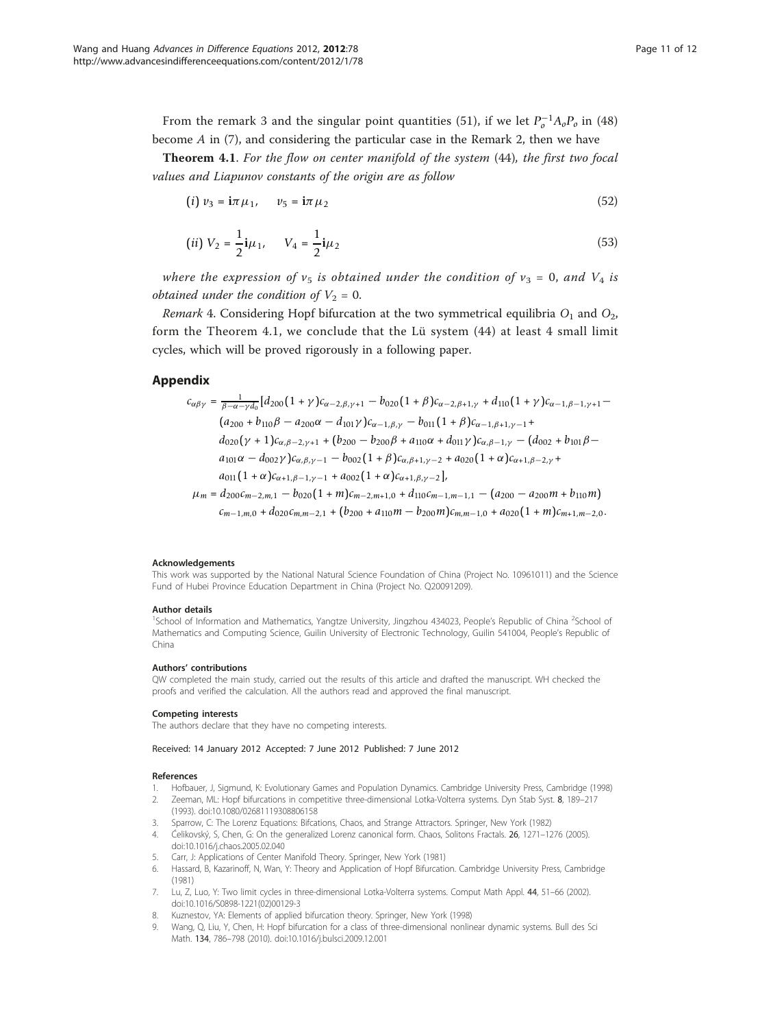From the remark 3 and the singular point quantities (51), if we let $P_o^{-1}A_oP_o$ in (48) become $A$ in (7), and considering the particular case in the Remark 2, then we have

**Theorem 4.1**. *For the flow on center manifold of the system* (44)*, the first two focal values and Liapunov constants of the origin are as follow*

$$(i)\ v_3 = \mathbf{i}\pi\mu_1, \quad v_5 = \mathbf{i}\pi\mu_2 \tag{52}$$

$$(ii)\ V_2 = \frac{1}{2}\mathbf{i}\mu_1, \quad V_4 = \frac{1}{2}\mathbf{i}\mu_2 \tag{53}$$

*where the expression of $v_5$ is obtained under the condition of $v_3 = 0$, and $V_4$ is obtained under the condition of $V_2 = 0$.*

*Remark* 4. Considering Hopf bifurcation at the two symmetrical equilibria $O_1$ and $O_2$, form the Theorem 4.1, we conclude that the Lü system (44) at least 4 small limit cycles, which will be proved rigorously in a following paper.

## Appendix

$$\begin{aligned}
c_{\alpha\beta\gamma} = \tfrac{1}{\beta-\alpha-\gamma d_0}[&d_{200}(1+\gamma)c_{\alpha-2,\beta,\gamma+1} - b_{020}(1+\beta)c_{\alpha-2,\beta+1,\gamma} + d_{110}(1+\gamma)c_{\alpha-1,\beta-1,\gamma+1} - \\
&(a_{200} + b_{110}\beta - a_{200}\alpha - d_{101}\gamma)c_{\alpha-1,\beta,\gamma} - b_{011}(1+\beta)c_{\alpha-1,\beta+1,\gamma-1} + \\
&d_{020}(\gamma+1)c_{\alpha,\beta-2,\gamma+1} + (b_{200} - b_{200}\beta + a_{110}\alpha + d_{011}\gamma)c_{\alpha,\beta-1,\gamma} - (d_{002} + b_{101}\beta - \\
&a_{101}\alpha - d_{002}\gamma)c_{\alpha,\beta,\gamma-1} - b_{002}(1+\beta)c_{\alpha,\beta+1,\gamma-2} + a_{020}(1+\alpha)c_{\alpha+1,\beta-2,\gamma} + \\
&a_{011}(1+\alpha)c_{\alpha+1,\beta-1,\gamma-1} + a_{002}(1+\alpha)c_{\alpha+1,\beta,\gamma-2}], \\
\mu_m = d_{200}c_{m-2,m,1} &- b_{020}(1+m)c_{m-2,m+1,0} + d_{110}c_{m-1,m-1,1} - (a_{200} - a_{200}m + b_{110}m) \\
&c_{m-1,m,0} + d_{020}c_{m,m-2,1} + (b_{200} + a_{110}m - b_{200}m)c_{m,m-1,0} + a_{020}(1+m)c_{m+1,m-2,0}.
\end{aligned}$$

#### Acknowledgements
This work was supported by the National Natural Science Foundation of China (Project No. 10961011) and the Science Fund of Hubei Province Education Department in China (Project No. Q20091209).

#### Author details
[1]School of Information and Mathematics, Yangtze University, Jingzhou 434023, People's Republic of China [2]School of Mathematics and Computing Science, Guilin University of Electronic Technology, Guilin 541004, People's Republic of China

#### Authors' contributions
QW completed the main study, carried out the results of this article and drafted the manuscript. WH checked the proofs and verified the calculation. All the authors read and approved the final manuscript.

#### Competing interests
The authors declare that they have no competing interests.

Received: 14 January 2012 Accepted: 7 June 2012 Published: 7 June 2012

#### References
1. Hofbauer, J, Sigmund, K: Evolutionary Games and Population Dynamics. Cambridge University Press, Cambridge (1998)
2. Zeeman, ML: Hopf bifurcations in competitive three-dimensional Lotka-Volterra systems. Dyn Stab Syst. **8**, 189–217 (1993). doi:10.1080/02681119308806158
3. Sparrow, C: The Lorenz Equations: Bifcations, Chaos, and Strange Attractors. Springer, New York (1982)
4. Ćelikovský, S, Chen, G: On the generalized Lorenz canonical form. Chaos, Solitons Fractals. **26**, 1271–1276 (2005). doi:10.1016/j.chaos.2005.02.040
5. Carr, J: Applications of Center Manifold Theory. Springer, New York (1981)
6. Hassard, B, Kazarinoff, N, Wan, Y: Theory and Application of Hopf Bifurcation. Cambridge University Press, Cambridge (1981)
7. Lu, Z, Luo, Y: Two limit cycles in three-dimensional Lotka-Volterra systems. Comput Math Appl. **44**, 51–66 (2002). doi:10.1016/S0898-1221(02)00129-3
8. Kuznestov, YA: Elements of applied bifurcation theory. Springer, New York (1998)
9. Wang, Q, Liu, Y, Chen, H: Hopf bifurcation for a class of three-dimensional nonlinear dynamic systems. Bull des Sci Math. **134**, 786–798 (2010). doi:10.1016/j.bulsci.2009.12.001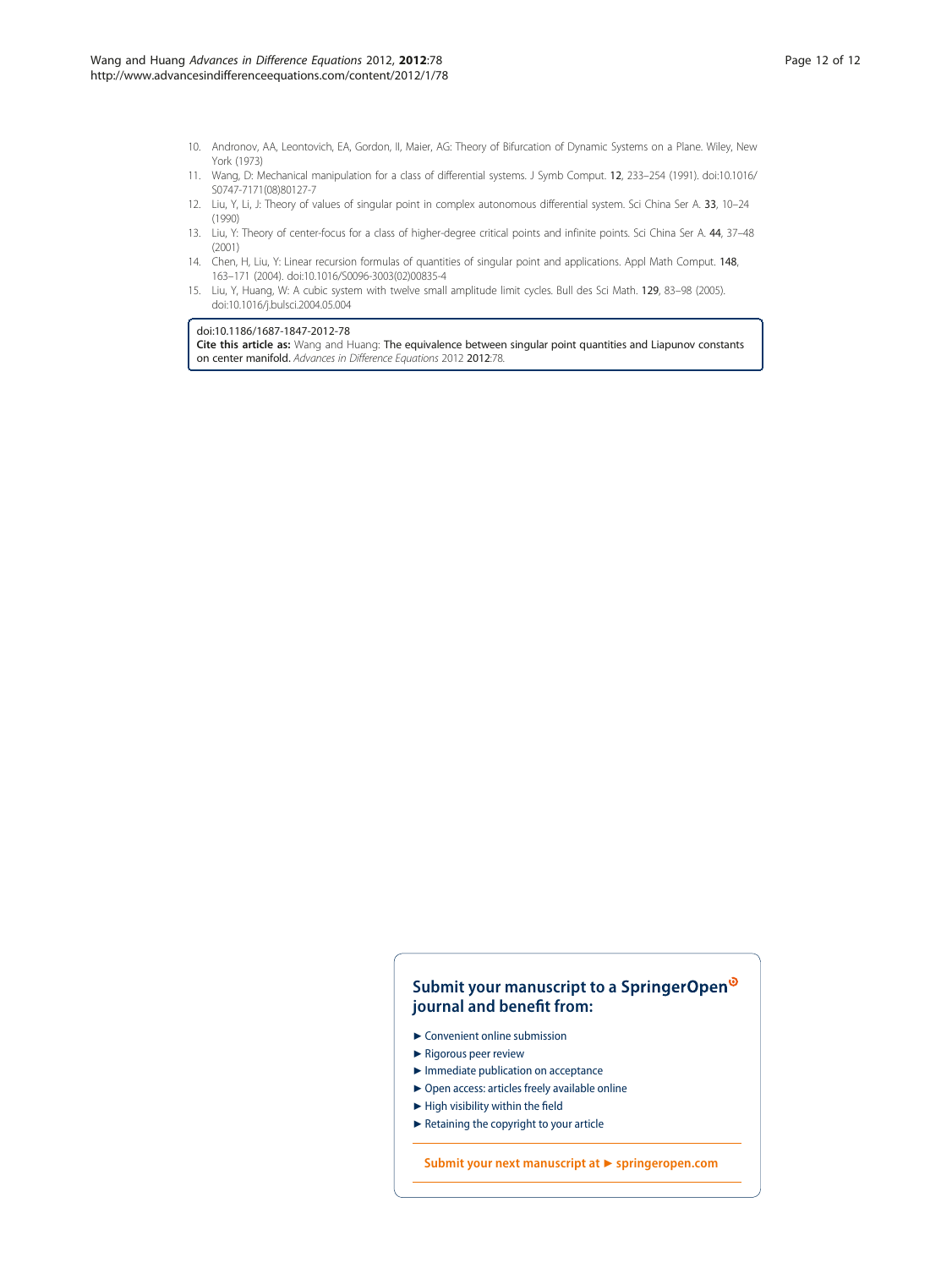10. Andronov, AA, Leontovich, EA, Gordon, II, Maier, AG: Theory of Bifurcation of Dynamic Systems on a Plane. Wiley, New York (1973)
11. Wang, D: Mechanical manipulation for a class of differential systems. J Symb Comput. **12**, 233–254 (1991). doi:10.1016/S0747-7171(08)80127-7
12. Liu, Y, Li, J: Theory of values of singular point in complex autonomous differential system. Sci China Ser A. **33**, 10–24 (1990)
13. Liu, Y: Theory of center-focus for a class of higher-degree critical points and infinite points. Sci China Ser A. **44**, 37–48 (2001)
14. Chen, H, Liu, Y: Linear recursion formulas of quantities of singular point and applications. Appl Math Comput. **148**, 163–171 (2004). doi:10.1016/S0096-3003(02)00835-4
15. Liu, Y, Huang, W: A cubic system with twelve small amplitude limit cycles. Bull des Sci Math. **129**, 83–98 (2005). doi:10.1016/j.bulsci.2004.05.004

doi:10.1186/1687-1847-2012-78
**Cite this article as:** Wang and Huang: The equivalence between singular point quantities and Liapunov constants on center manifold. *Advances in Difference Equations* 2012 **2012**:78.

**Submit your manuscript to a SpringerOpen journal and benefit from:**

- ► Convenient online submission
- ► Rigorous peer review
- ► Immediate publication on acceptance
- ► Open access: articles freely available online
- ► High visibility within the field
- ► Retaining the copyright to your article

**Submit your next manuscript at ► springeropen.com**